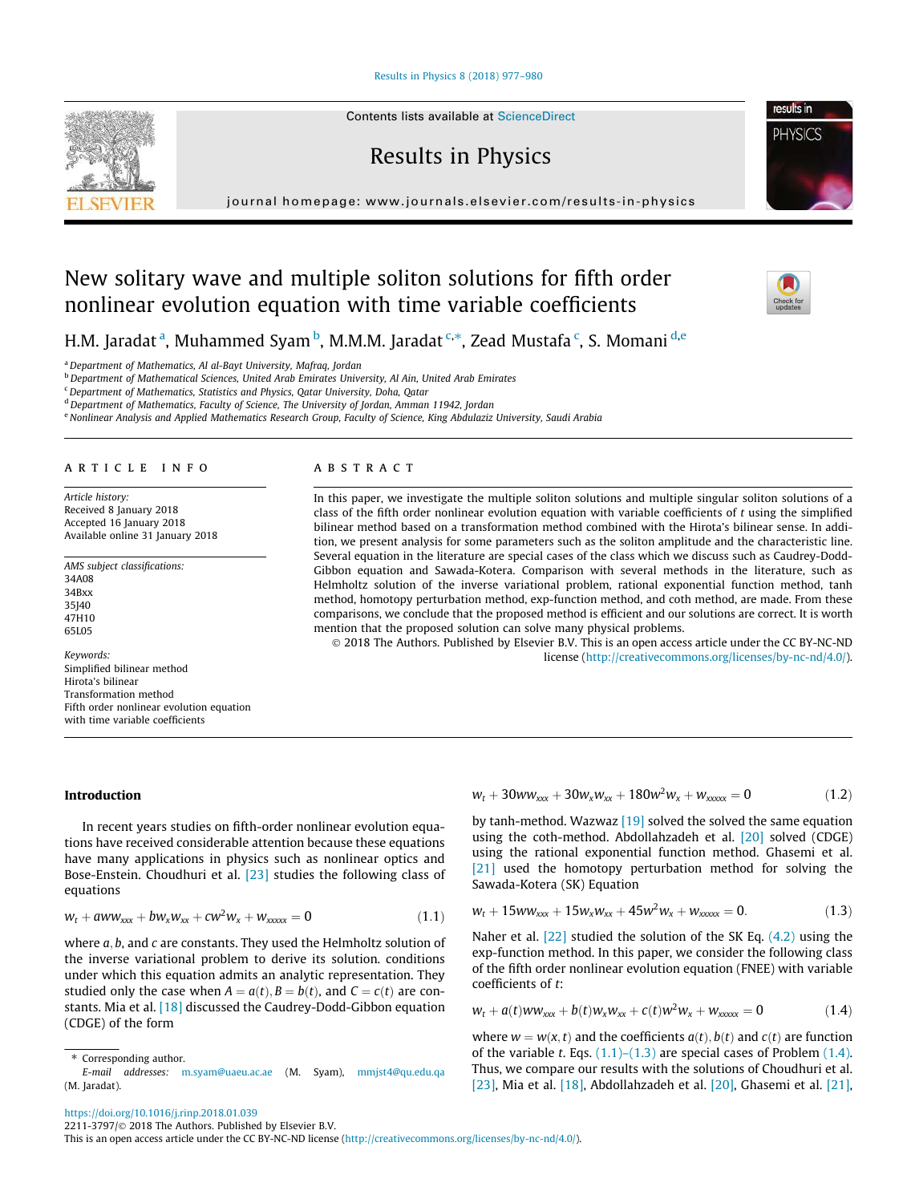# New solitary wave and multiple soliton solutions for fifth order nonlinear evolution equation with time variable coefficients

H.M. Jaradat [a], Muhammed Syam [b], M.M.M. Jaradat [c,*], Zead Mustafa [c], S. Momani [d,e]

[a] Department of Mathematics, Al al-Bayt University, Mafraq, Jordan
[b] Department of Mathematical Sciences, United Arab Emirates University, Al Ain, United Arab Emirates
[c] Department of Mathematics, Statistics and Physics, Qatar University, Doha, Qatar
[d] Department of Mathematics, Faculty of Science, The University of Jordan, Amman 11942, Jordan
[e] Nonlinear Analysis and Applied Mathematics Research Group, Faculty of Science, King Abdulaziz University, Saudi Arabia

## ARTICLE INFO

*Article history:*
Received 8 January 2018
Accepted 16 January 2018
Available online 31 January 2018

*AMS subject classifications:*
34A08
34Bxx
35J40
47H10
65L05

*Keywords:*
Simplified bilinear method
Hirota's bilinear
Transformation method
Fifth order nonlinear evolution equation with time variable coefficients

## ABSTRACT

In this paper, we investigate the multiple soliton solutions and multiple singular soliton solutions of a class of the fifth order nonlinear evolution equation with variable coefficients of $t$ using the simplified bilinear method based on a transformation method combined with the Hirota's bilinear sense. In addition, we present analysis for some parameters such as the soliton amplitude and the characteristic line. Several equation in the literature are special cases of the class which we discuss such as Caudrey-Dodd-Gibbon equation and Sawada-Kotera. Comparison with several methods in the literature, such as Helmholtz solution of the inverse variational problem, rational exponential function method, tanh method, homotopy perturbation method, exp-function method, and coth method, are made. From these comparisons, we conclude that the proposed method is efficient and our solutions are correct. It is worth mention that the proposed solution can solve many physical problems.

© 2018 The Authors. Published by Elsevier B.V. This is an open access article under the CC BY-NC-ND license (http://creativecommons.org/licenses/by-nc-nd/4.0/).

## Introduction

In recent years studies on fifth-order nonlinear evolution equations have received considerable attention because these equations have many applications in physics such as nonlinear optics and Bose-Enstein. Choudhuri et al. [23] studies the following class of equations

$$w_t + aww_{xxx} + bw_xw_{xx} + cw^2w_x + w_{xxxxx} = 0 \tag{1.1}$$

where $a, b$, and $c$ are constants. They used the Helmholtz solution of the inverse variational problem to derive its solution. conditions under which this equation admits an analytic representation. They studied only the case when $A = a(t), B = b(t)$, and $C = c(t)$ are constants. Mia et al. [18] discussed the Caudrey-Dodd-Gibbon equation (CDGE) of the form

$$w_t + 30ww_{xxx} + 30w_xw_{xx} + 180w^2w_x + w_{xxxxx} = 0 \tag{1.2}$$

by tanh-method. Wazwaz [19] solved the solved the same equation using the coth-method. Abdollahzadeh et al. [20] solved (CDGE) using the rational exponential function method. Ghasemi et al. [21] used the homotopy perturbation method for solving the Sawada-Kotera (SK) Equation

$$w_t + 15ww_{xxx} + 15w_xw_{xx} + 45w^2w_x + w_{xxxxx} = 0. \tag{1.3}$$

Naher et al. [22] studied the solution of the SK Eq. (4.2) using the exp-function method. In this paper, we consider the following class of the fifth order nonlinear evolution equation (FNEE) with variable coefficients of $t$:

$$w_t + a(t)ww_{xxx} + b(t)w_xw_{xx} + c(t)w^2w_x + w_{xxxxx} = 0 \tag{1.4}$$

where $w = w(x, t)$ and the coefficients $a(t), b(t)$ and $c(t)$ are function of the variable $t$. Eqs. (1.1)–(1.3) are special cases of Problem (1.4). Thus, we compare our results with the solutions of Choudhuri et al. [23], Mia et al. [18], Abdollahzadeh et al. [20], Ghasemi et al. [21],

* Corresponding author.
E-mail addresses: m.syam@uaeu.ac.ae (M. Syam), mmjst4@qu.edu.qa (M. Jaradat).

https://doi.org/10.1016/j.rinp.2018.01.039
2211-3797/© 2018 The Authors. Published by Elsevier B.V.
This is an open access article under the CC BY-NC-ND license (http://creativecommons.org/licenses/by-nc-nd/4.0/).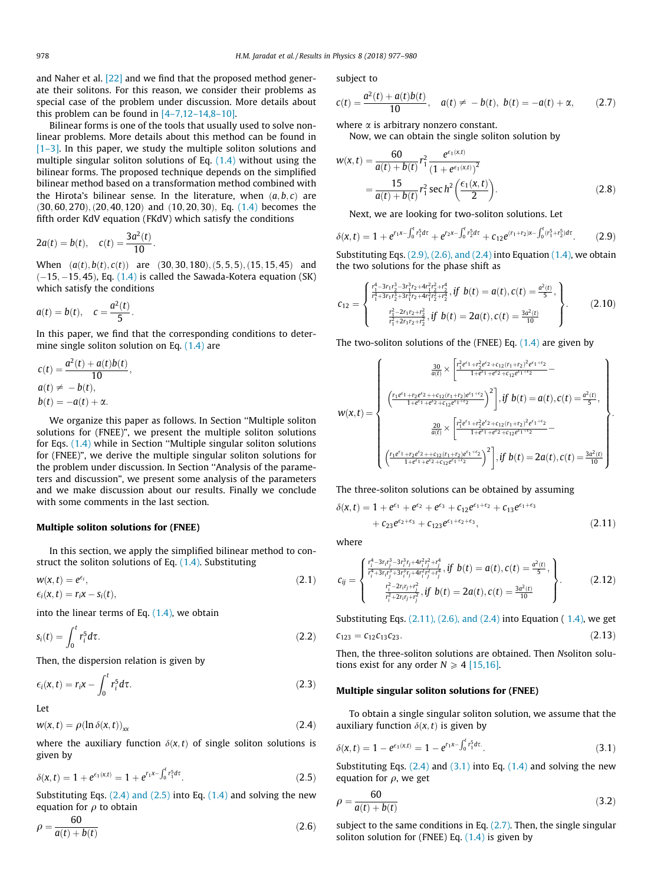and Naher et al. [22] and we find that the proposed method generate their solitons. For this reason, we consider their problems as special case of the problem under discussion. More details about this problem can be found in [4–7,12–14,8–10].

Bilinear forms is one of the tools that usually used to solve nonlinear problems. More details about this method can be found in [1–3]. In this paper, we study the multiple soliton solutions and multiple singular soliton solutions of Eq. (1.4) without using the bilinear forms. The proposed technique depends on the simplified bilinear method based on a transformation method combined with the Hirota's bilinear sense. In the literature, when $(a, b, c)$ are $(30, 60, 270), (20, 40, 120)$ and $(10, 20, 30)$, Eq. (1.4) becomes the fifth order KdV equation (FKdV) which satisfy the conditions

$$2a(t) = b(t), \quad c(t) = \frac{3a^2(t)}{10}.$$

When $(a(t), b(t), c(t))$ are $(30, 30, 180), (5, 5, 5), (15, 15, 45)$ and $(-15, -15, 45)$, Eq. (1.4) is called the Sawada-Kotera equation (SK) which satisfy the conditions

$$a(t) = b(t), \quad c = \frac{a^2(t)}{5}.$$

In this paper, we find that the corresponding conditions to determine single soliton solution on Eq. (1.4) are

$$c(t) = \frac{a^2(t) + a(t)b(t)}{10},$$
$$a(t) \neq -b(t),$$
$$b(t) = -a(t) + \alpha.$$

We organize this paper as follows. In Section "Multiple soliton solutions for (FNEE)", we present the multiple soliton solutions for Eqs. (1.4) while in Section "Multiple singular soliton solutions for (FNEE)", we derive the multiple singular soliton solutions for the problem under discussion. In Section "Analysis of the parameters and discussion", we present some analysis of the parameters and we make discussion about our results. Finally we conclude with some comments in the last section.

## Multiple soliton solutions for (FNEE)

In this section, we apply the simplified bilinear method to construct the soliton solutions of Eq. (1.4). Substituting

$$w(x, t) = e^{\epsilon_i}, \qquad (2.1)$$
$$\epsilon_i(x, t) = r_i x - s_i(t),$$

into the linear terms of Eq. (1.4), we obtain

$$s_i(t) = \int_0^t r_i^5 d\tau. \qquad (2.2)$$

Then, the dispersion relation is given by

$$\epsilon_i(x, t) = r_i x - \int_0^t r_i^5 d\tau. \qquad (2.3)$$

Let

$$w(x, t) = \rho(\ln \delta(x, t))_{xx} \qquad (2.4)$$

where the auxiliary function $\delta(x, t)$ of single soliton solutions is given by

$$\delta(x, t) = 1 + e^{\epsilon_1(x,t)} = 1 + e^{r_1 x - \int_0^t r_1^5 d\tau}. \qquad (2.5)$$

Substituting Eqs. (2.4) and (2.5) into Eq. (1.4) and solving the new equation for $\rho$ to obtain

$$\rho = \frac{60}{a(t) + b(t)} \qquad (2.6)$$

subject to

$$c(t) = \frac{a^2(t) + a(t)b(t)}{10}, \quad a(t) \neq -b(t), \; b(t) = -a(t) + \alpha, \qquad (2.7)$$

where $\alpha$ is arbitrary nonzero constant.

Now, we can obtain the single soliton solution by

$$w(x, t) = \frac{60}{a(t) + b(t)} r_1^2 \frac{e^{\epsilon_1(x,t)}}{(1 + e^{\epsilon_1(x,t)})^2} = \frac{15}{a(t) + b(t)} r_1^2 \operatorname{sec h}^2\left(\frac{\epsilon_1(x, t)}{2}\right). \qquad (2.8)$$

Next, we are looking for two-soliton solutions. Let

$$\delta(x, t) = 1 + e^{r_1 x - \int_0^t r_1^5 d\tau} + e^{r_2 x - \int_0^t r_2^5 d\tau} + c_{12} e^{(r_1 + r_2)x - \int_0^t (r_1^5 + r_2^5) d\tau}. \qquad (2.9)$$

Substituting Eqs. (2.9), (2.6), and (2.4) into Equation (1.4), we obtain the two solutions for the phase shift as

$$c_{12} = \left\{ \begin{array}{l} \frac{r_1^4 - 3r_1 r_2^3 - 3r_1^3 r_2 + 4r_1^2 r_2^2 + r_2^4}{r_1^4 + 3r_1 r_2^3 + 3r_1^3 r_2 + 4r_1^2 r_2^2 + r_2^4}, \text{if } b(t) = a(t), c(t) = \frac{a^2(t)}{5}, \\ \frac{r_1^2 - 2r_1 r_2 + r_2^2}{r_1^2 + 2r_1 r_2 + r_2^2}, \text{if } b(t) = 2a(t), c(t) = \frac{3a^2(t)}{10} \end{array} \right\}. \qquad (2.10)$$

The two-soliton solutions of the (FNEE) Eq. (1.4) are given by

$$w(x,t) = \left\{ \begin{array}{c} \frac{30}{a(t)} \times \left[ \frac{r_1^2 e^{\epsilon_1} + r_2^2 e^{\epsilon_2} + c_{12}(r_1 + r_2)^2 e^{\epsilon_1 + \epsilon_2}}{1 + e^{\epsilon_1} + e^{\epsilon_2} + c_{12} e^{\epsilon_1 + \epsilon_2}} - \right. \\ \left. \left( \frac{r_1 e^{\epsilon_1} + r_2 e^{\epsilon_2} + c_{12}(r_1 + r_2) e^{\epsilon_1 + \epsilon_2}}{1 + e^{\epsilon_1} + e^{\epsilon_2} + c_{12} e^{\epsilon_1 + \epsilon_2}} \right)^2 \right], \text{if } b(t) = a(t), c(t) = \frac{a^2(t)}{5}, \\ \frac{20}{a(t)} \times \left[ \frac{r_1^2 e^{\epsilon_1} + r_2^2 e^{\epsilon_2} + c_{12}(r_1 + r_2)^2 e^{\epsilon_1 + \epsilon_2}}{1 + e^{\epsilon_1} + e^{\epsilon_2} + c_{12} e^{\epsilon_1 + \epsilon_2}} - \right. \\ \left. \left( \frac{r_1 e^{\epsilon_1} + r_2 e^{\epsilon_2} + c_{12}(r_1 + r_2) e^{\epsilon_1 + \epsilon_2}}{1 + e^{\epsilon_1} + e^{\epsilon_2} + c_{12} e^{\epsilon_1 + \epsilon_2}} \right)^2 \right], \text{if } b(t) = 2a(t), c(t) = \frac{3a^2(t)}{10} \end{array} \right\}.$$

The three-soliton solutions can be obtained by assuming

$$\delta(x, t) = 1 + e^{\epsilon_1} + e^{\epsilon_2} + e^{\epsilon_3} + c_{12} e^{\epsilon_1 + \epsilon_2} + c_{13} e^{\epsilon_1 + \epsilon_3} + c_{23} e^{\epsilon_2 + \epsilon_3} + c_{123} e^{\epsilon_1 + \epsilon_2 + \epsilon_3}, \qquad (2.11)$$

where

$$c_{ij} = \left\{ \begin{array}{l} \frac{r_i^4 - 3r_i r_j^3 - 3r_i^3 r_j + 4r_i^2 r_j^2 + r_j^4}{r_i^4 + 3r_i r_j^3 + 3r_i^3 r_j + 4r_i^2 r_j^2 + r_j^4}, \text{if } b(t) = a(t), c(t) = \frac{a^2(t)}{5}, \\ \frac{r_i^2 - 2r_i r_j + r_j^2}{r_i^2 + 2r_i r_j + r_j^2}, \text{if } b(t) = 2a(t), c(t) = \frac{3a^2(t)}{10} \end{array} \right\}. \qquad (2.12)$$

Substituting Eqs. (2.11), (2.6), and (2.4) into Equation (1.4), we get

$$c_{123} = c_{12} c_{13} c_{23}. \qquad (2.13)$$

Then, the three-soliton solutions are obtained. Then Nsoliton solutions exist for any order $N \geqslant 4$ [15,16].

## Multiple singular soliton solutions for (FNEE)

To obtain a single singular soliton solution, we assume that the auxiliary function $\delta(x, t)$ is given by

$$\delta(x, t) = 1 - e^{\epsilon_1(x,t)} = 1 - e^{r_1 x - \int_0^t r_1^5 d\tau}. \qquad (3.1)$$

Substituting Eqs. (2.4) and (3.1) into Eq. (1.4) and solving the new equation for $\rho$, we get

$$\rho = \frac{60}{a(t) + b(t)} \qquad (3.2)$$

subject to the same conditions in Eq. (2.7). Then, the single singular soliton solution for (FNEE) Eq. (1.4) is given by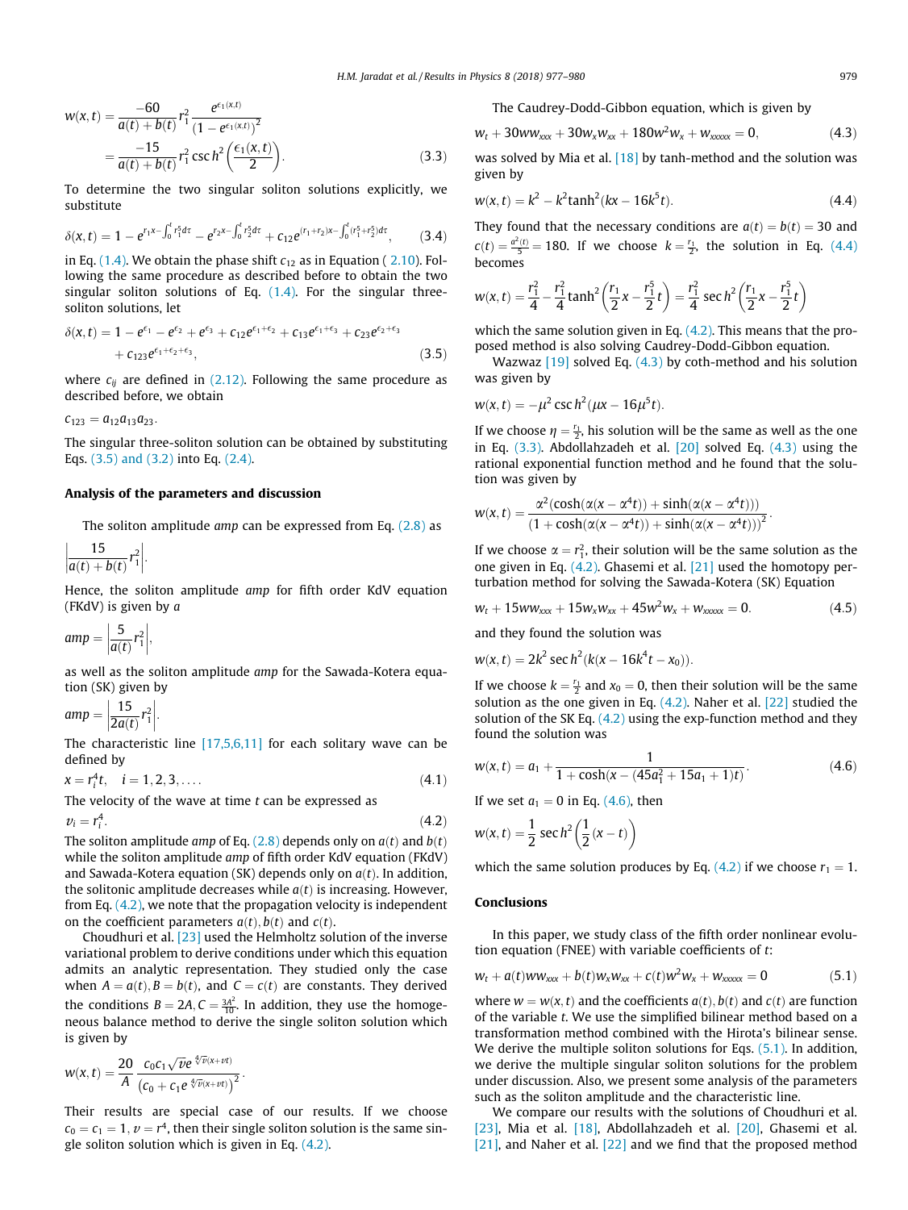$$w(x,t) = \frac{-60}{a(t)+b(t)} r_1^2 \frac{e^{\epsilon_1(x,t)}}{\left(1-e^{\epsilon_1(x,t)}\right)^2} = \frac{-15}{a(t)+b(t)} r_1^2 \csc h^2\left(\frac{\epsilon_1(x,t)}{2}\right). \tag{3.3}$$

To determine the two singular soliton solutions explicitly, we substitute

$$\delta(x,t) = 1 - e^{r_1 x - \int_0^t r_1^5 d\tau} - e^{r_2 x - \int_0^t r_2^5 d\tau} + c_{12} e^{(r_1+r_2)x - \int_0^t (r_1^5+r_2^5) d\tau}, \tag{3.4}$$

in Eq. (1.4). We obtain the phase shift $c_{12}$ as in Equation (2.10). Following the same procedure as described before to obtain the two singular soliton solutions of Eq. (1.4). For the singular three-soliton solutions, let

$$\delta(x,t) = 1 - e^{\epsilon_1} - e^{\epsilon_2} + e^{\epsilon_3} + c_{12}e^{\epsilon_1+\epsilon_2} + c_{13}e^{\epsilon_1+\epsilon_3} + c_{23}e^{\epsilon_2+\epsilon_3} + c_{123}e^{\epsilon_1+\epsilon_2+\epsilon_3}, \tag{3.5}$$

where $c_{ij}$ are defined in (2.12). Following the same procedure as described before, we obtain

$$c_{123} = a_{12}a_{13}a_{23}.$$

The singular three-soliton solution can be obtained by substituting Eqs. (3.5) and (3.2) into Eq. (2.4).

## Analysis of the parameters and discussion

The soliton amplitude *amp* can be expressed from Eq. (2.8) as

$$\left|\frac{15}{a(t)+b(t)} r_1^2\right|.$$

Hence, the soliton amplitude *amp* for fifth order KdV equation (FKdV) is given by *a*

$$amp = \left|\frac{5}{a(t)} r_1^2\right|,$$

as well as the soliton amplitude *amp* for the Sawada-Kotera equation (SK) given by

$$amp = \left|\frac{15}{2a(t)} r_1^2\right|.$$

The characteristic line [17,5,6,11] for each solitary wave can be defined by

$$x = r_i^4 t, \quad i = 1,2,3,\ldots. \tag{4.1}$$

The velocity of the wave at time $t$ can be expressed as

$$v_i = r_i^4. \tag{4.2}$$

The soliton amplitude *amp* of Eq. (2.8) depends only on $a(t)$ and $b(t)$ while the soliton amplitude *amp* of fifth order KdV equation (FKdV) and Sawada-Kotera equation (SK) depends only on $a(t)$. In addition, the solitonic amplitude decreases while $a(t)$ is increasing. However, from Eq. (4.2), we note that the propagation velocity is independent on the coefficient parameters $a(t)$, $b(t)$ and $c(t)$.

Choudhuri et al. [23] used the Helmholtz solution of the inverse variational problem to derive conditions under which this equation admits an analytic representation. They studied only the case when $A = a(t), B = b(t)$, and $C = c(t)$ are constants. They derived the conditions $B = 2A, C = \frac{3A^2}{10}$. In addition, they use the homogeneous balance method to derive the single soliton solution which is given by

$$w(x,t) = \frac{20}{A}\frac{c_0 c_1 \sqrt{v} e^{\sqrt[4]{v}(x+vt)}}{\left(c_0 + c_1 e^{\sqrt[4]{v}(x+vt)}\right)^2}.$$

Their results are special case of our results. If we choose $c_0 = c_1 = 1, v = r^4$, then their single soliton solution is the same single soliton solution which is given in Eq. (4.2).

The Caudrey-Dodd-Gibbon equation, which is given by

$$w_t + 30ww_{xxx} + 30w_x w_{xx} + 180w^2 w_x + w_{xxxxx} = 0, \tag{4.3}$$

was solved by Mia et al. [18] by tanh-method and the solution was given by

$$w(x,t) = k^2 - k^2 \tanh^2(kx - 16k^5 t). \tag{4.4}$$

They found that the necessary conditions are $a(t) = b(t) = 30$ and $c(t) = \frac{a^2(t)}{5} = 180$. If we choose $k = \frac{r_1}{2}$, the solution in Eq. (4.4) becomes

$$w(x,t) = \frac{r_1^2}{4} - \frac{r_1^2}{4}\tanh^2\left(\frac{r_1}{2}x - \frac{r_1^5}{2}t\right) = \frac{r_1^2}{4}\sec h^2\left(\frac{r_1}{2}x - \frac{r_1^5}{2}t\right)$$

which the same solution given in Eq. (4.2). This means that the proposed method is also solving Caudrey-Dodd-Gibbon equation.

Wazwaz [19] solved Eq. (4.3) by coth-method and his solution was given by

$$w(x,t) = -\mu^2 \csc h^2(\mu x - 16\mu^5 t).$$

If we choose $\eta = \frac{r_1}{2}$, his solution will be the same as well as the one in Eq. (3.3). Abdollahzadeh et al. [20] solved Eq. (4.3) using the rational exponential function method and he found that the solution was given by

$$w(x,t) = \frac{\alpha^2(\cosh(\alpha(x-\alpha^4 t)) + \sinh(\alpha(x-\alpha^4 t)))}{(1+\cosh(\alpha(x-\alpha^4 t)) + \sinh(\alpha(x-\alpha^4 t)))^2}.$$

If we choose $\alpha = r_1^2$, their solution will be the same solution as the one given in Eq. (4.2). Ghasemi et al. [21] used the homotopy perturbation method for solving the Sawada-Kotera (SK) Equation

$$w_t + 15ww_{xxx} + 15w_x w_{xx} + 45w^2 w_x + w_{xxxxx} = 0. \tag{4.5}$$

and they found the solution was

$$w(x,t) = 2k^2 \sec h^2(k(x - 16k^4 t - x_0)).$$

If we choose $k = \frac{r_1}{2}$ and $x_0 = 0$, then their solution will be the same solution as the one given in Eq. (4.2). Naher et al. [22] studied the solution of the SK Eq. (4.2) using the exp-function method and they found the solution was

$$w(x,t) = a_1 + \frac{1}{1 + \cosh(x - (45a_1^2 + 15a_1 + 1)t)}. \tag{4.6}$$

If we set $a_1 = 0$ in Eq. (4.6), then

$$w(x,t) = \frac{1}{2}\sec h^2\left(\frac{1}{2}(x-t)\right)$$

which the same solution produces by Eq. (4.2) if we choose $r_1 = 1$.

## Conclusions

In this paper, we study class of the fifth order nonlinear evolution equation (FNEE) with variable coefficients of $t$:

$$w_t + a(t)ww_{xxx} + b(t)w_x w_{xx} + c(t)w^2 w_x + w_{xxxxx} = 0 \tag{5.1}$$

where $w = w(x,t)$ and the coefficients $a(t), b(t)$ and $c(t)$ are function of the variable $t$. We use the simplified bilinear method based on a transformation method combined with the Hirota's bilinear sense. We derive the multiple soliton solutions for Eqs. (5.1). In addition, we derive the multiple singular soliton solutions for the problem under discussion. Also, we present some analysis of the parameters such as the soliton amplitude and the characteristic line.

We compare our results with the solutions of Choudhuri et al. [23], Mia et al. [18], Abdollahzadeh et al. [20], Ghasemi et al. [21], and Naher et al. [22] and we find that the proposed method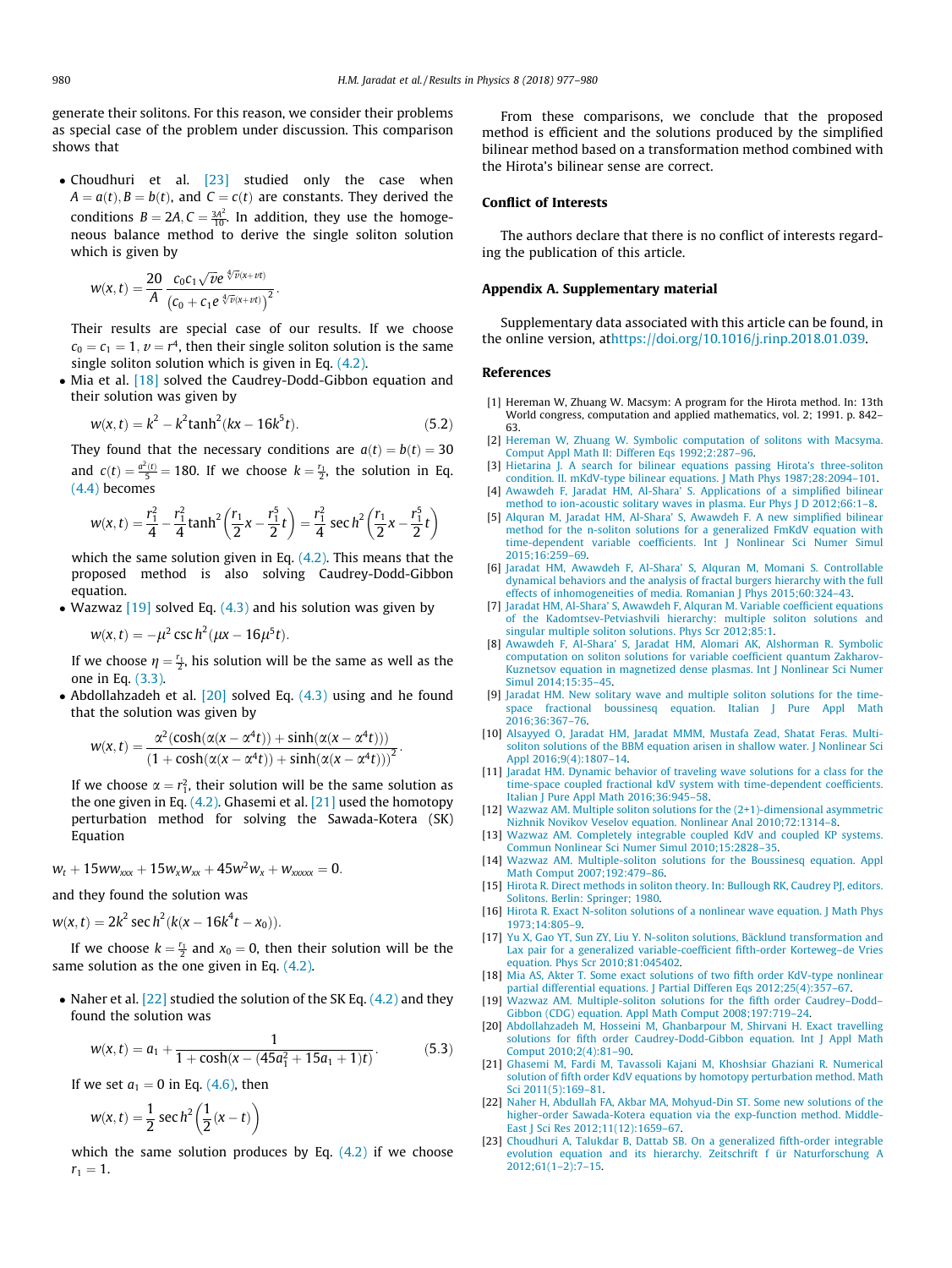generate their solitons. For this reason, we consider their problems as special case of the problem under discussion. This comparison shows that

- Choudhuri et al. [23] studied only the case when $A = a(t), B = b(t)$, and $C = c(t)$ are constants. They derived the conditions $B = 2A, C = \frac{3A^2}{10}$. In addition, they use the homogeneous balance method to derive the single soliton solution which is given by

$$w(x,t) = \frac{20}{A} \frac{c_0 c_1 \sqrt{v} e^{\sqrt[4]{v}(x+vt)}}{\left(c_0 + c_1 e^{\sqrt[4]{v}(x+vt)}\right)^2}.$$

  Their results are special case of our results. If we choose $c_0 = c_1 = 1, v = r^4$, then their single soliton solution is the same single soliton solution which is given in Eq. (4.2).
- Mia et al. [18] solved the Caudrey-Dodd-Gibbon equation and their solution was given by

$$w(x,t) = k^2 - k^2 \tanh^2(kx - 16k^5 t). \tag{5.2}$$

  They found that the necessary conditions are $a(t) = b(t) = 30$ and $c(t) = \frac{a^2(t)}{5} = 180$. If we choose $k = \frac{r_1}{2}$, the solution in Eq. (4.4) becomes

$$w(x,t) = \frac{r_1^2}{4} - \frac{r_1^2}{4} \tanh^2\left(\frac{r_1}{2}x - \frac{r_1^5}{2}t\right) = \frac{r_1^2}{4} \sec h^2\left(\frac{r_1}{2}x - \frac{r_1^5}{2}t\right)$$

  which the same solution given in Eq. (4.2). This means that the proposed method is also solving Caudrey-Dodd-Gibbon equation.
- Wazwaz [19] solved Eq. (4.3) and his solution was given by

$$w(x,t) = -\mu^2 \csc h^2(\mu x - 16\mu^5 t).$$

  If we choose $\eta = \frac{r_1}{2}$, his solution will be the same as well as the one in Eq. (3.3).
- Abdollahzadeh et al. [20] solved Eq. (4.3) using and he found that the solution was given by

$$w(x,t) = \frac{\alpha^2(\cosh(\alpha(x - \alpha^4 t)) + \sinh(\alpha(x - \alpha^4 t)))}{(1 + \cosh(\alpha(x - \alpha^4 t)) + \sinh(\alpha(x - \alpha^4 t)))^2}.$$

  If we choose $\alpha = r_1^2$, their solution will be the same solution as the one given in Eq. (4.2). Ghasemi et al. [21] used the homotopy perturbation method for solving the Sawada-Kotera (SK) Equation

$$w_t + 15ww_{xxx} + 15w_x w_{xx} + 45w^2 w_x + w_{xxxxx} = 0.$$

and they found the solution was

$$w(x,t) = 2k^2 \sec h^2(k(x - 16k^4 t - x_0)).$$

If we choose $k = \frac{r_1}{2}$ and $x_0 = 0$, then their solution will be the same solution as the one given in Eq. (4.2).

- Naher et al. [22] studied the solution of the SK Eq. (4.2) and they found the solution was

$$w(x,t) = a_1 + \frac{1}{1 + \cosh(x - (45a_1^2 + 15a_1 + 1)t)}. \tag{5.3}$$

  If we set $a_1 = 0$ in Eq. (4.6), then

$$w(x,t) = \frac{1}{2} \sec h^2\left(\frac{1}{2}(x - t)\right)$$

  which the same solution produces by Eq. (4.2) if we choose $r_1 = 1$.

From these comparisons, we conclude that the proposed method is efficient and the solutions produced by the simplified bilinear method based on a transformation method combined with the Hirota's bilinear sense are correct.

## Conflict of Interests

The authors declare that there is no conflict of interests regarding the publication of this article.

## Appendix A. Supplementary material

Supplementary data associated with this article can be found, in the online version, athttps://doi.org/10.1016/j.rinp.2018.01.039.

## References

[1] Hereman W, Zhuang W. Macsym: A program for the Hirota method. In: 13th World congress, computation and applied mathematics, vol. 2; 1991. p. 842–63.

[2] Hereman W, Zhuang W. Symbolic computation of solitons with Macsyma. Comput Appl Math II: Differen Eqs 1992;2:287–96.

[3] Hietarina J. A search for bilinear equations passing Hirota's three-soliton condition. II. mKdV-type bilinear equations. J Math Phys 1987;28:2094–101.

[4] Awawdeh F, Jaradat HM, Al-Shara' S. Applications of a simplified bilinear method to ion-acoustic solitary waves in plasma. Eur Phys J D 2012;66:1–8.

[5] Alquran M, Jaradat HM, Al-Shara' S, Awawdeh F. A new simplified bilinear method for the n-soliton solutions for a generalized FmKdV equation with time-dependent variable coefficients. Int J Nonlinear Sci Numer Simul 2015;16:259–69.

[6] Jaradat HM, Awawdeh F, Al-Shara' S, Alquran M, Momani S. Controllable dynamical behaviors and the analysis of fractal burgers hierarchy with the full effects of inhomogeneities of media. Romanian J Phys 2015;60:324–43.

[7] Jaradat HM, Al-Shara' S, Awawdeh F, Alquran M. Variable coefficient equations of the Kadomtsev-Petviashvili hierarchy: multiple soliton solutions and singular multiple soliton solutions. Phys Scr 2012;85:1.

[8] Awawdeh F, Al-Shara' S, Jaradat HM, Alomari AK, Alshorman R. Symbolic computation on soliton solutions for variable coefficient quantum Zakharov-Kuznetsov equation in magnetized dense plasmas. Int J Nonlinear Sci Numer Simul 2014;15:35–45.

[9] Jaradat HM. New solitary wave and multiple soliton solutions for the time-space fractional boussinesq equation. Italian J Pure Appl Math 2016;36:367–76.

[10] Alsayyed O, Jaradat HM, Jaradat MMM, Mustafa Zead, Shatat Feras. Multi-soliton solutions of the BBM equation arisen in shallow water. J Nonlinear Sci Appl 2016;9(4):1807–14.

[11] Jaradat HM. Dynamic behavior of traveling wave solutions for a class for the time-space coupled fractional kdV system with time-dependent coefficients. Italian J Pure Appl Math 2016;36:945–58.

[12] Wazwaz AM. Multiple soliton solutions for the (2+1)-dimensional asymmetric Nizhnik Novikov Veselev equation. Nonlinear Anal 2010;72:1314–8.

[13] Wazwaz AM. Completely integrable coupled KdV and coupled KP systems. Commun Nonlinear Sci Numer Simul 2010;15:2828–35.

[14] Wazwaz AM. Multiple-soliton solutions for the Boussinesq equation. Appl Math Comput 2007;192:479–86.

[15] Hirota R. Direct methods in soliton theory. In: Bullough RK, Caudrey PJ, editors. Solitons. Berlin: Springer; 1980.

[16] Hirota R. Exact N-soliton solutions of a nonlinear wave equation. J Math Phys 1973;14:805–9.

[17] Yu X, Gao YT, Sun ZY, Liu Y. N-soliton solutions, Bäcklund transformation and Lax pair for a generalized variable-coefficient fifth-order Korteweg–de Vries equation. Phys Scr 2010;81:045402.

[18] Mia AS, Akter T. Some exact solutions of two fifth order KdV-type nonlinear partial differential equations. J Partial Differen Eqs 2012;25(4):357–67.

[19] Wazwaz AM. Multiple-soliton solutions for the fifth order Caudrey–Dodd–Gibbon (CDG) equation. Appl Math Comput 2008;197:719–24.

[20] Abdollahzadeh M, Hosseini M, Ghanbarpour M, Shirvani H. Exact travelling solutions for fifth order Caudrey-Dodd-Gibbon equation. Int J Appl Math Comput 2010;2(4):81–90.

[21] Ghasemi M, Fardi M, Tavassoli Kajani M, Khoshsiar Ghaziani R. Numerical solution of fifth order KdV equations by homotopy perturbation method. Math Sci 2011(5):169–81.

[22] Naher H, Abdullah FA, Akbar MA, Mohyud-Din ST. Some new solutions of the higher-order Sawada-Kotera equation via the exp-function method. Middle-East J Sci Res 2012;11(12):1659–67.

[23] Choudhuri A, Talukdar B, Dattab SB. On a generalized fifth-order integrable evolution equation and its hierarchy. Zeitschrift f ür Naturforschung A 2012;61(1–2):7–15.